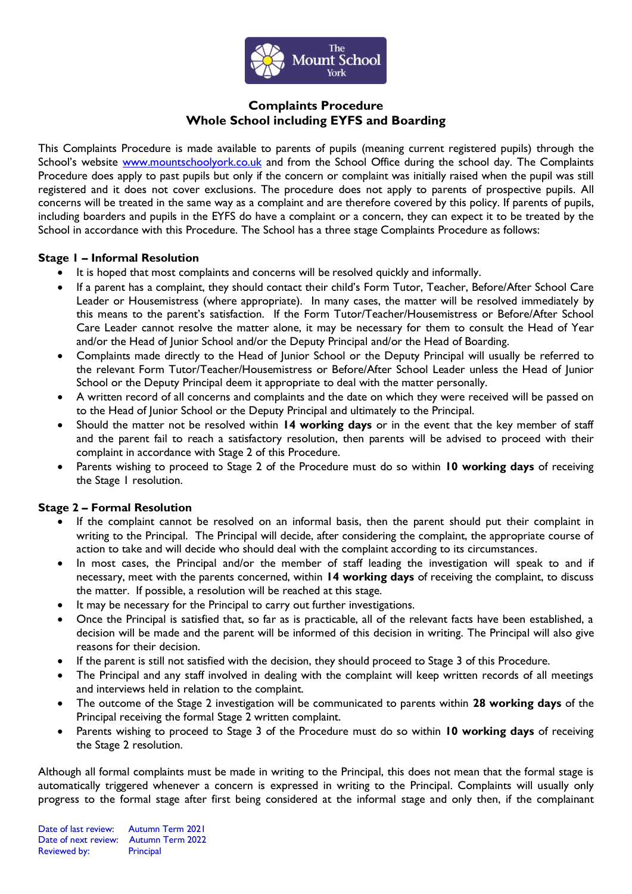# Complaints Procedure
## Whole School including EYFS and Boarding

This Complaints Procedure is made available to parents of pupils (meaning current registered pupils) through the School's website [www.mountschoolyork.co.uk](http://www.mountschoolyork.co.uk) and from the School Office during the school day. The Complaints Procedure does apply to past pupils but only if the concern or complaint was initially raised when the pupil was still registered and it does not cover exclusions. The procedure does not apply to parents of prospective pupils. All concerns will be treated in the same way as a complaint and are therefore covered by this policy. If parents of pupils, including boarders and pupils in the EYFS do have a complaint or a concern, they can expect it to be treated by the School in accordance with this Procedure. The School has a three stage Complaints Procedure as follows:

### Stage 1 – Informal Resolution

- It is hoped that most complaints and concerns will be resolved quickly and informally.
- If a parent has a complaint, they should contact their child's Form Tutor, Teacher, Before/After School Care Leader or Housemistress (where appropriate). In many cases, the matter will be resolved immediately by this means to the parent's satisfaction. If the Form Tutor/Teacher/Housemistress or Before/After School Care Leader cannot resolve the matter alone, it may be necessary for them to consult the Head of Year and/or the Head of Junior School and/or the Deputy Principal and/or the Head of Boarding.
- Complaints made directly to the Head of Junior School or the Deputy Principal will usually be referred to the relevant Form Tutor/Teacher/Housemistress or Before/After School Leader unless the Head of Junior School or the Deputy Principal deem it appropriate to deal with the matter personally.
- A written record of all concerns and complaints and the date on which they were received will be passed on to the Head of Junior School or the Deputy Principal and ultimately to the Principal.
- Should the matter not be resolved within **14 working days** or in the event that the key member of staff and the parent fail to reach a satisfactory resolution, then parents will be advised to proceed with their complaint in accordance with Stage 2 of this Procedure.
- Parents wishing to proceed to Stage 2 of the Procedure must do so within **10 working days** of receiving the Stage 1 resolution.

### Stage 2 – Formal Resolution

- If the complaint cannot be resolved on an informal basis, then the parent should put their complaint in writing to the Principal. The Principal will decide, after considering the complaint, the appropriate course of action to take and will decide who should deal with the complaint according to its circumstances.
- In most cases, the Principal and/or the member of staff leading the investigation will speak to and if necessary, meet with the parents concerned, within **14 working days** of receiving the complaint, to discuss the matter. If possible, a resolution will be reached at this stage.
- It may be necessary for the Principal to carry out further investigations.
- Once the Principal is satisfied that, so far as is practicable, all of the relevant facts have been established, a decision will be made and the parent will be informed of this decision in writing. The Principal will also give reasons for their decision.
- If the parent is still not satisfied with the decision, they should proceed to Stage 3 of this Procedure.
- The Principal and any staff involved in dealing with the complaint will keep written records of all meetings and interviews held in relation to the complaint.
- The outcome of the Stage 2 investigation will be communicated to parents within **28 working days** of the Principal receiving the formal Stage 2 written complaint.
- Parents wishing to proceed to Stage 3 of the Procedure must do so within **10 working days** of receiving the Stage 2 resolution.

Although all formal complaints must be made in writing to the Principal, this does not mean that the formal stage is automatically triggered whenever a concern is expressed in writing to the Principal. Complaints will usually only progress to the formal stage after first being considered at the informal stage and only then, if the complainant

Date of last review: Autumn Term 2021
Date of next review: Autumn Term 2022
Reviewed by: Principal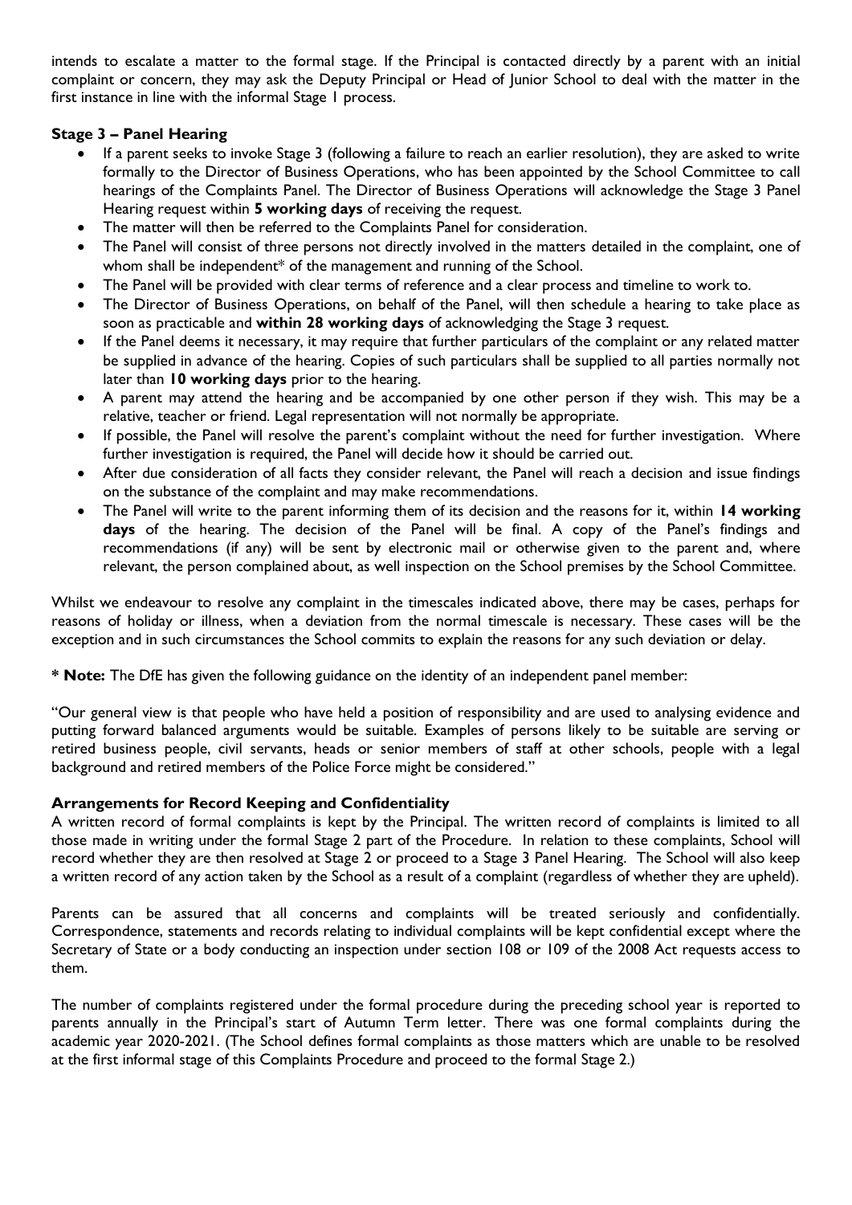intends to escalate a matter to the formal stage. If the Principal is contacted directly by a parent with an initial complaint or concern, they may ask the Deputy Principal or Head of Junior School to deal with the matter in the first instance in line with the informal Stage 1 process.

**Stage 3 – Panel Hearing**

- If a parent seeks to invoke Stage 3 (following a failure to reach an earlier resolution), they are asked to write formally to the Director of Business Operations, who has been appointed by the School Committee to call hearings of the Complaints Panel. The Director of Business Operations will acknowledge the Stage 3 Panel Hearing request within **5 working days** of receiving the request.
- The matter will then be referred to the Complaints Panel for consideration.
- The Panel will consist of three persons not directly involved in the matters detailed in the complaint, one of whom shall be independent* of the management and running of the School.
- The Panel will be provided with clear terms of reference and a clear process and timeline to work to.
- The Director of Business Operations, on behalf of the Panel, will then schedule a hearing to take place as soon as practicable and **within 28 working days** of acknowledging the Stage 3 request.
- If the Panel deems it necessary, it may require that further particulars of the complaint or any related matter be supplied in advance of the hearing. Copies of such particulars shall be supplied to all parties normally not later than **10 working days** prior to the hearing.
- A parent may attend the hearing and be accompanied by one other person if they wish. This may be a relative, teacher or friend. Legal representation will not normally be appropriate.
- If possible, the Panel will resolve the parent's complaint without the need for further investigation. Where further investigation is required, the Panel will decide how it should be carried out.
- After due consideration of all facts they consider relevant, the Panel will reach a decision and issue findings on the substance of the complaint and may make recommendations.
- The Panel will write to the parent informing them of its decision and the reasons for it, within **14 working days** of the hearing. The decision of the Panel will be final. A copy of the Panel's findings and recommendations (if any) will be sent by electronic mail or otherwise given to the parent and, where relevant, the person complained about, as well inspection on the School premises by the School Committee.

Whilst we endeavour to resolve any complaint in the timescales indicated above, there may be cases, perhaps for reasons of holiday or illness, when a deviation from the normal timescale is necessary. These cases will be the exception and in such circumstances the School commits to explain the reasons for any such deviation or delay.

*** Note:** The DfE has given the following guidance on the identity of an independent panel member:

"Our general view is that people who have held a position of responsibility and are used to analysing evidence and putting forward balanced arguments would be suitable. Examples of persons likely to be suitable are serving or retired business people, civil servants, heads or senior members of staff at other schools, people with a legal background and retired members of the Police Force might be considered."

**Arrangements for Record Keeping and Confidentiality**

A written record of formal complaints is kept by the Principal. The written record of complaints is limited to all those made in writing under the formal Stage 2 part of the Procedure. In relation to these complaints, School will record whether they are then resolved at Stage 2 or proceed to a Stage 3 Panel Hearing. The School will also keep a written record of any action taken by the School as a result of a complaint (regardless of whether they are upheld).

Parents can be assured that all concerns and complaints will be treated seriously and confidentially. Correspondence, statements and records relating to individual complaints will be kept confidential except where the Secretary of State or a body conducting an inspection under section 108 or 109 of the 2008 Act requests access to them.

The number of complaints registered under the formal procedure during the preceding school year is reported to parents annually in the Principal's start of Autumn Term letter. There was one formal complaints during the academic year 2020-2021. (The School defines formal complaints as those matters which are unable to be resolved at the first informal stage of this Complaints Procedure and proceed to the formal Stage 2.)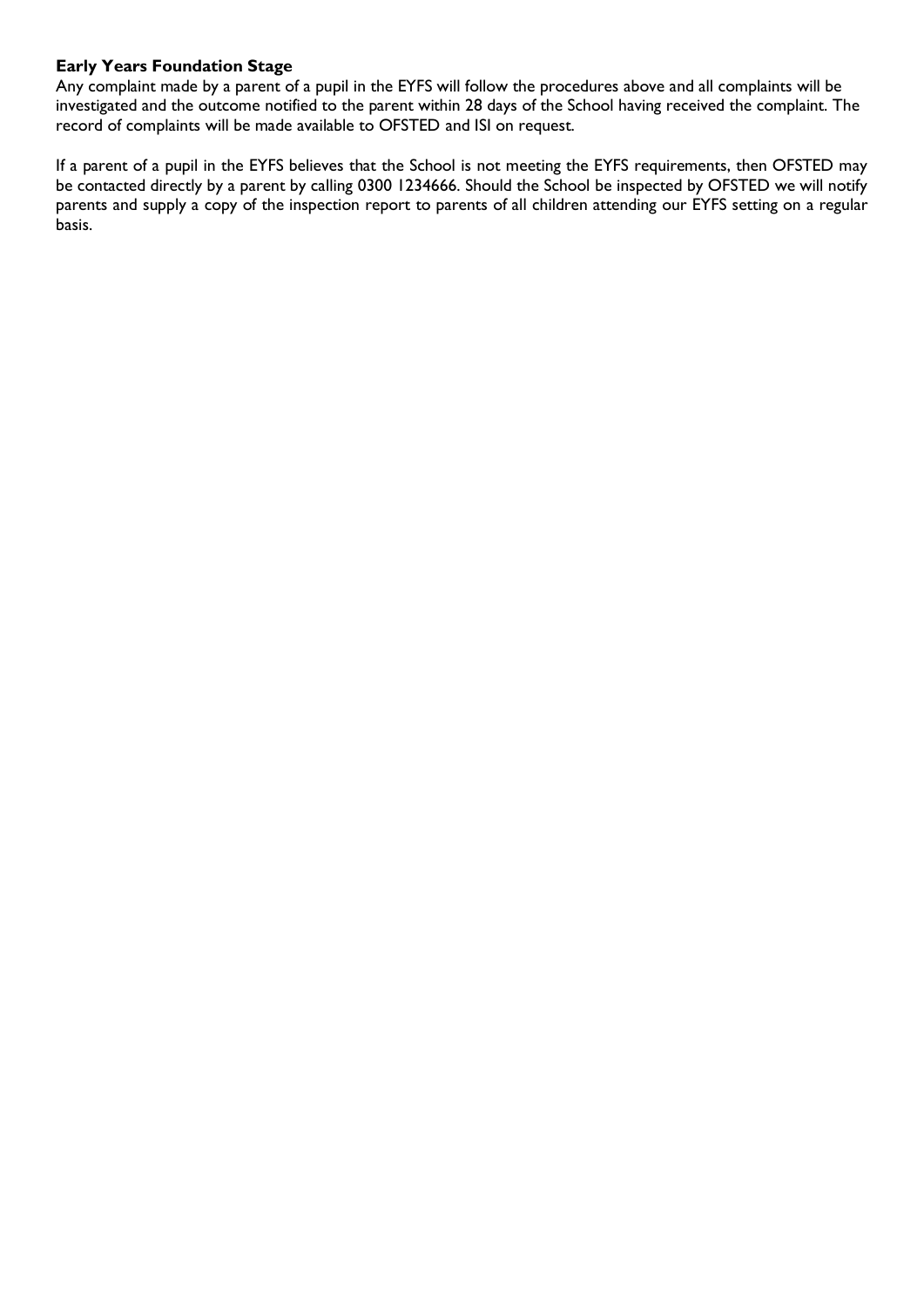**Early Years Foundation Stage**

Any complaint made by a parent of a pupil in the EYFS will follow the procedures above and all complaints will be investigated and the outcome notified to the parent within 28 days of the School having received the complaint. The record of complaints will be made available to OFSTED and ISI on request.

If a parent of a pupil in the EYFS believes that the School is not meeting the EYFS requirements, then OFSTED may be contacted directly by a parent by calling 0300 1234666. Should the School be inspected by OFSTED we will notify parents and supply a copy of the inspection report to parents of all children attending our EYFS setting on a regular basis.